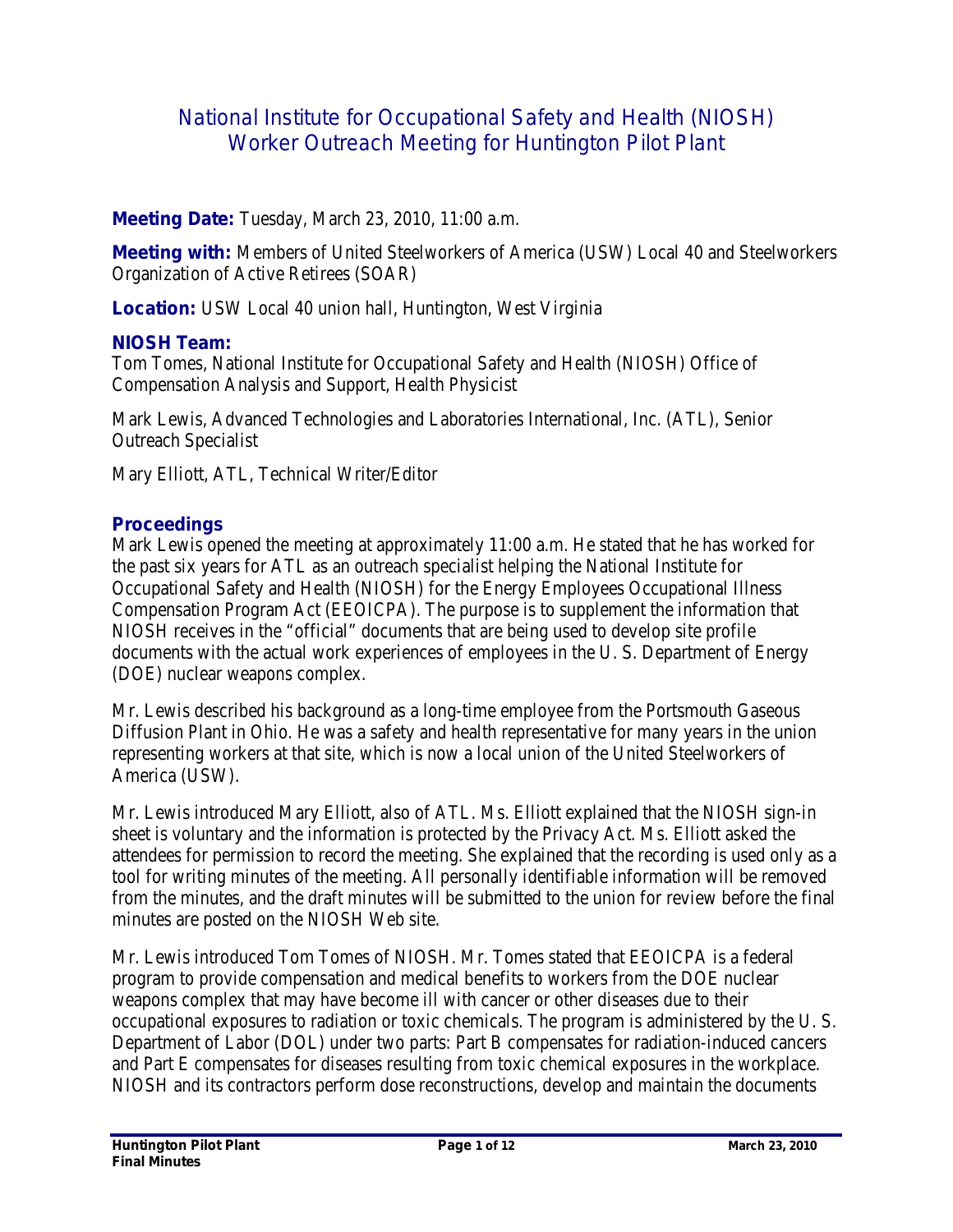# National Institute for Occupational Safety and Health (NIOSH) Worker Outreach Meeting for Huntington Pilot Plant

**Meeting Date:** Tuesday, March 23, 2010, 11:00 a.m.

**Meeting with:** Members of United Steelworkers of America (USW) Local 40 and Steelworkers Organization of Active Retirees (SOAR)

**Location:** USW Local 40 union hall, Huntington, West Virginia

## NIOSH Team:

Tom Tomes, National Institute for Occupational Safety and Health (NIOSH) Office of Compensation Analysis and Support, Health Physicist

Mark Lewis, Advanced Technologies and Laboratories International, Inc. (ATL), Senior Outreach Specialist

Mary Elliott, ATL, Technical Writer/Editor

## Proceedings

Mark Lewis opened the meeting at approximately 11:00 a.m. He stated that he has worked for the past six years for ATL as an outreach specialist helping the National Institute for Occupational Safety and Health (NIOSH) for the Energy Employees Occupational Illness Compensation Program Act (EEOICPA). The purpose is to supplement the information that NIOSH receives in the "official" documents that are being used to develop site profile documents with the actual work experiences of employees in the U. S. Department of Energy (DOE) nuclear weapons complex.

Mr. Lewis described his background as a long-time employee from the Portsmouth Gaseous Diffusion Plant in Ohio. He was a safety and health representative for many years in the union representing workers at that site, which is now a local union of the United Steelworkers of America (USW).

Mr. Lewis introduced Mary Elliott, also of ATL. Ms. Elliott explained that the NIOSH sign-in sheet is voluntary and the information is protected by the Privacy Act. Ms. Elliott asked the attendees for permission to record the meeting. She explained that the recording is used only as a tool for writing minutes of the meeting. All personally identifiable information will be removed from the minutes, and the draft minutes will be submitted to the union for review before the final minutes are posted on the NIOSH Web site.

Mr. Lewis introduced Tom Tomes of NIOSH. Mr. Tomes stated that EEOICPA is a federal program to provide compensation and medical benefits to workers from the DOE nuclear weapons complex that may have become ill with cancer or other diseases due to their occupational exposures to radiation or toxic chemicals. The program is administered by the U. S. Department of Labor (DOL) under two parts: Part B compensates for radiation-induced cancers and Part E compensates for diseases resulting from toxic chemical exposures in the workplace. NIOSH and its contractors perform dose reconstructions, develop and maintain the documents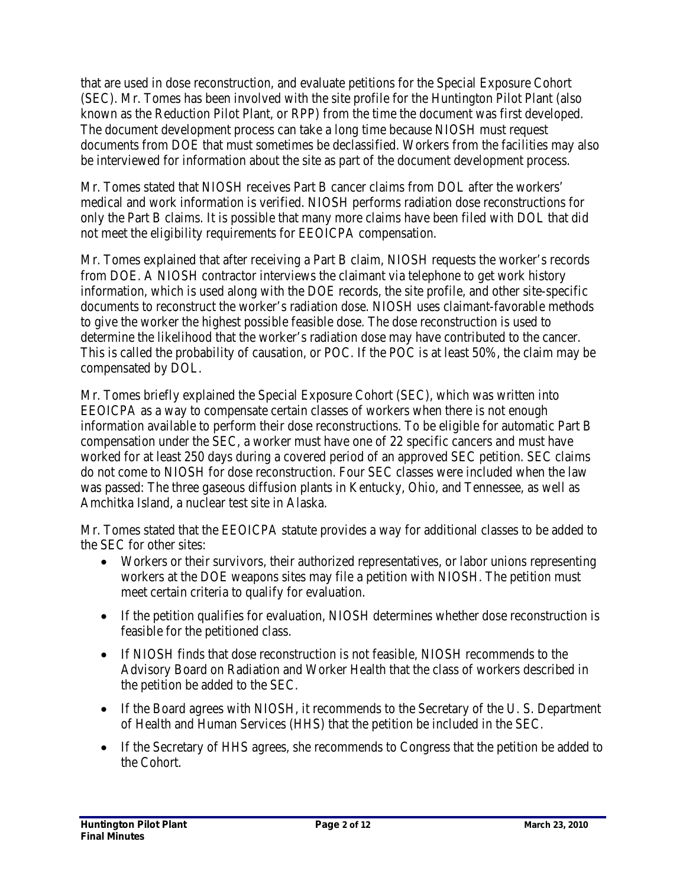that are used in dose reconstruction, and evaluate petitions for the Special Exposure Cohort (SEC). Mr. Tomes has been involved with the site profile for the Huntington Pilot Plant (also known as the Reduction Pilot Plant, or RPP) from the time the document was first developed. The document development process can take a long time because NIOSH must request documents from DOE that must sometimes be declassified. Workers from the facilities may also be interviewed for information about the site as part of the document development process.

Mr. Tomes stated that NIOSH receives Part B cancer claims from DOL after the workers' medical and work information is verified. NIOSH performs radiation dose reconstructions for only the Part B claims. It is possible that many more claims have been filed with DOL that did not meet the eligibility requirements for EEOICPA compensation.

Mr. Tomes explained that after receiving a Part B claim, NIOSH requests the worker's records from DOE. A NIOSH contractor interviews the claimant via telephone to get work history information, which is used along with the DOE records, the site profile, and other site-specific documents to reconstruct the worker's radiation dose. NIOSH uses claimant-favorable methods to give the worker the highest possible feasible dose. The dose reconstruction is used to determine the likelihood that the worker's radiation dose may have contributed to the cancer. This is called the probability of causation, or POC. If the POC is at least 50%, the claim may be compensated by DOL.

Mr. Tomes briefly explained the Special Exposure Cohort (SEC), which was written into EEOICPA as a way to compensate certain classes of workers when there is not enough information available to perform their dose reconstructions. To be eligible for automatic Part B compensation under the SEC, a worker must have one of 22 specific cancers and must have worked for at least 250 days during a covered period of an approved SEC petition. SEC claims do not come to NIOSH for dose reconstruction. Four SEC classes were included when the law was passed: The three gaseous diffusion plants in Kentucky, Ohio, and Tennessee, as well as Amchitka Island, a nuclear test site in Alaska.

Mr. Tomes stated that the EEOICPA statute provides a way for additional classes to be added to the SEC for other sites:

- Workers or their survivors, their authorized representatives, or labor unions representing workers at the DOE weapons sites may file a petition with NIOSH. The petition must meet certain criteria to qualify for evaluation.
- If the petition qualifies for evaluation, NIOSH determines whether dose reconstruction is feasible for the petitioned class.
- If NIOSH finds that dose reconstruction is not feasible, NIOSH recommends to the Advisory Board on Radiation and Worker Health that the class of workers described in the petition be added to the SEC.
- If the Board agrees with NIOSH, it recommends to the Secretary of the U. S. Department of Health and Human Services (HHS) that the petition be included in the SEC.
- If the Secretary of HHS agrees, she recommends to Congress that the petition be added to the Cohort.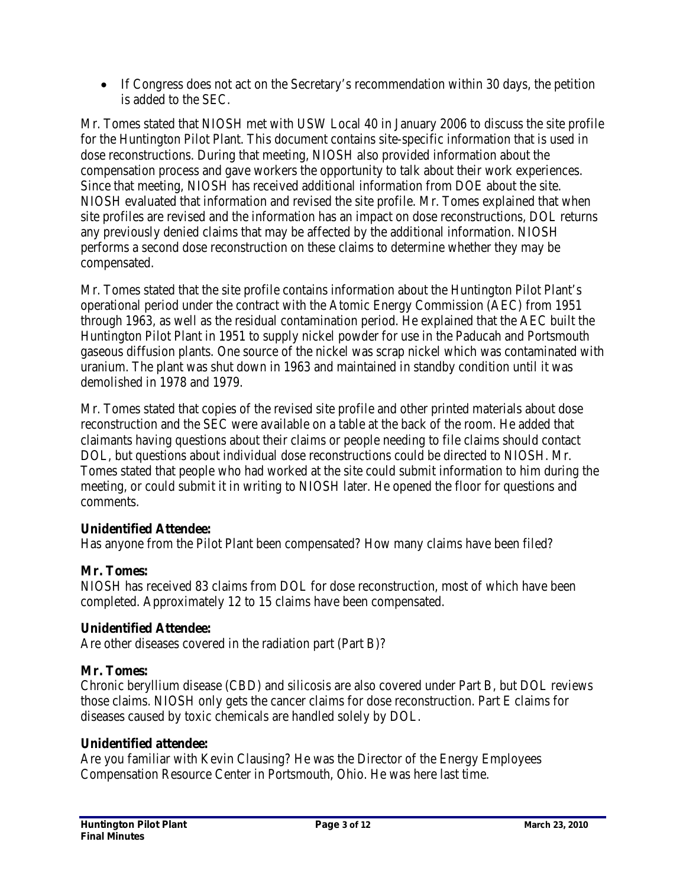- If Congress does not act on the Secretary's recommendation within 30 days, the petition is added to the SEC.

Mr. Tomes stated that NIOSH met with USW Local 40 in January 2006 to discuss the site profile for the Huntington Pilot Plant. This document contains site-specific information that is used in dose reconstructions. During that meeting, NIOSH also provided information about the compensation process and gave workers the opportunity to talk about their work experiences. Since that meeting, NIOSH has received additional information from DOE about the site. NIOSH evaluated that information and revised the site profile. Mr. Tomes explained that when site profiles are revised and the information has an impact on dose reconstructions, DOL returns any previously denied claims that may be affected by the additional information. NIOSH performs a second dose reconstruction on these claims to determine whether they may be compensated.

Mr. Tomes stated that the site profile contains information about the Huntington Pilot Plant's operational period under the contract with the Atomic Energy Commission (AEC) from 1951 through 1963, as well as the residual contamination period. He explained that the AEC built the Huntington Pilot Plant in 1951 to supply nickel powder for use in the Paducah and Portsmouth gaseous diffusion plants. One source of the nickel was scrap nickel which was contaminated with uranium. The plant was shut down in 1963 and maintained in standby condition until it was demolished in 1978 and 1979.

Mr. Tomes stated that copies of the revised site profile and other printed materials about dose reconstruction and the SEC were available on a table at the back of the room. He added that claimants having questions about their claims or people needing to file claims should contact DOL, but questions about individual dose reconstructions could be directed to NIOSH. Mr. Tomes stated that people who had worked at the site could submit information to him during the meeting, or could submit it in writing to NIOSH later. He opened the floor for questions and comments.

**Unidentified Attendee:**
Has anyone from the Pilot Plant been compensated? How many claims have been filed?

**Mr. Tomes:**
NIOSH has received 83 claims from DOL for dose reconstruction, most of which have been completed. Approximately 12 to 15 claims have been compensated.

**Unidentified Attendee:**
Are other diseases covered in the radiation part (Part B)?

**Mr. Tomes:**
Chronic beryllium disease (CBD) and silicosis are also covered under Part B, but DOL reviews those claims. NIOSH only gets the cancer claims for dose reconstruction. Part E claims for diseases caused by toxic chemicals are handled solely by DOL.

**Unidentified attendee:**
Are you familiar with Kevin Clausing? He was the Director of the Energy Employees Compensation Resource Center in Portsmouth, Ohio. He was here last time.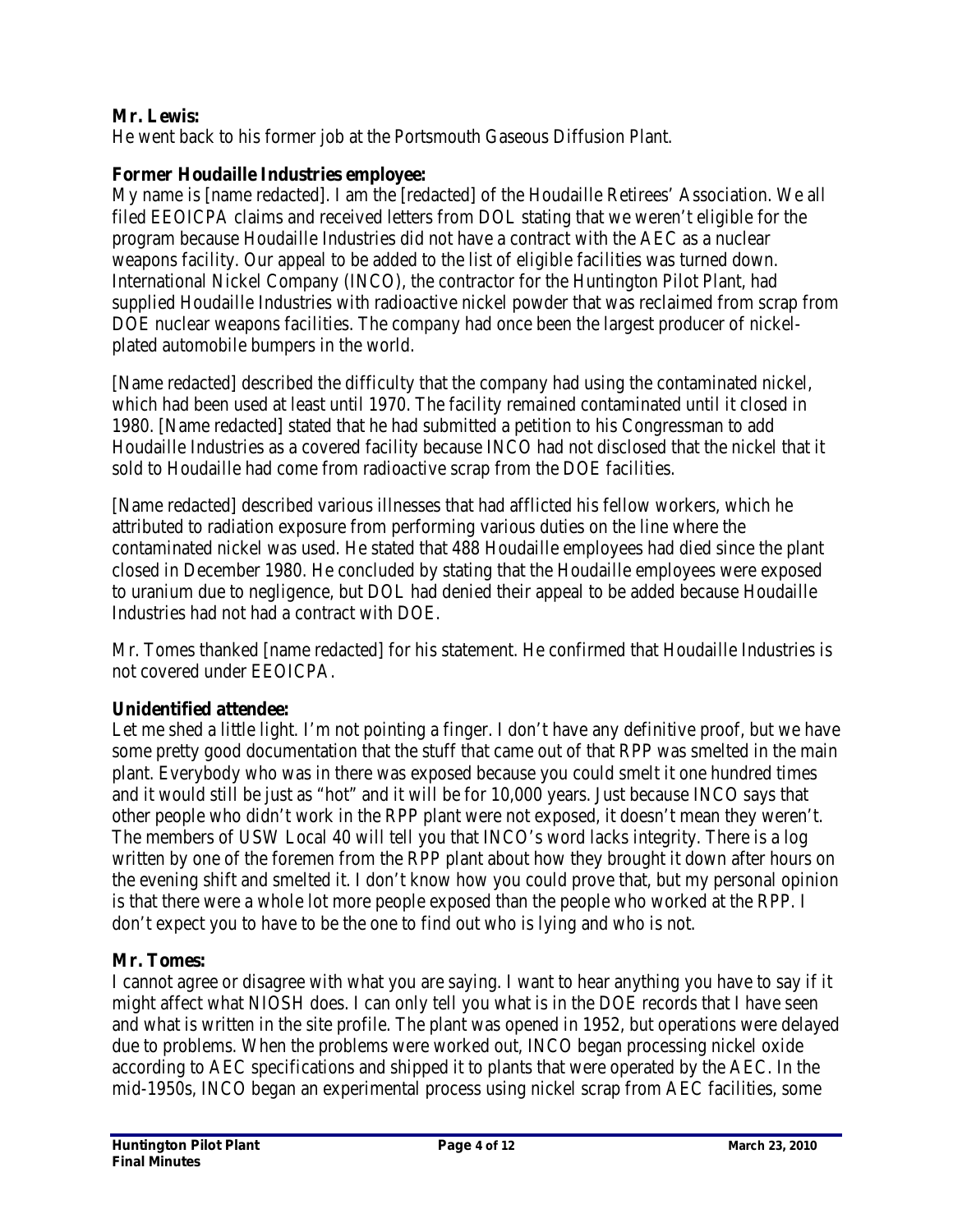**Mr. Lewis:**
He went back to his former job at the Portsmouth Gaseous Diffusion Plant.

**Former Houdaille Industries employee:**
My name is [name redacted]. I am the [redacted] of the Houdaille Retirees' Association. We all filed EEOICPA claims and received letters from DOL stating that we weren't eligible for the program because Houdaille Industries did not have a contract with the AEC as a nuclear weapons facility. Our appeal to be added to the list of eligible facilities was turned down. International Nickel Company (INCO), the contractor for the Huntington Pilot Plant, had supplied Houdaille Industries with radioactive nickel powder that was reclaimed from scrap from DOE nuclear weapons facilities. The company had once been the largest producer of nickel-plated automobile bumpers in the world.

[Name redacted] described the difficulty that the company had using the contaminated nickel, which had been used at least until 1970. The facility remained contaminated until it closed in 1980. [Name redacted] stated that he had submitted a petition to his Congressman to add Houdaille Industries as a covered facility because INCO had not disclosed that the nickel that it sold to Houdaille had come from radioactive scrap from the DOE facilities.

[Name redacted] described various illnesses that had afflicted his fellow workers, which he attributed to radiation exposure from performing various duties on the line where the contaminated nickel was used. He stated that 488 Houdaille employees had died since the plant closed in December 1980. He concluded by stating that the Houdaille employees were exposed to uranium due to negligence, but DOL had denied their appeal to be added because Houdaille Industries had not had a contract with DOE.

Mr. Tomes thanked [name redacted] for his statement. He confirmed that Houdaille Industries is not covered under EEOICPA.

**Unidentified attendee:**
Let me shed a little light. I'm not pointing a finger. I don't have any definitive proof, but we have some pretty good documentation that the stuff that came out of that RPP was smelted in the main plant. Everybody who was in there was exposed because you could smelt it one hundred times and it would still be just as "hot" and it will be for 10,000 years. Just because INCO says that other people who didn't work in the RPP plant were not exposed, it doesn't mean they weren't. The members of USW Local 40 will tell you that INCO's word lacks integrity. There is a log written by one of the foremen from the RPP plant about how they brought it down after hours on the evening shift and smelted it. I don't know how you could prove that, but my personal opinion is that there were a whole lot more people exposed than the people who worked at the RPP. I don't expect you to have to be the one to find out who is lying and who is not.

**Mr. Tomes:**
I cannot agree or disagree with what you are saying. I want to hear anything you have to say if it might affect what NIOSH does. I can only tell you what is in the DOE records that I have seen and what is written in the site profile. The plant was opened in 1952, but operations were delayed due to problems. When the problems were worked out, INCO began processing nickel oxide according to AEC specifications and shipped it to plants that were operated by the AEC. In the mid-1950s, INCO began an experimental process using nickel scrap from AEC facilities, some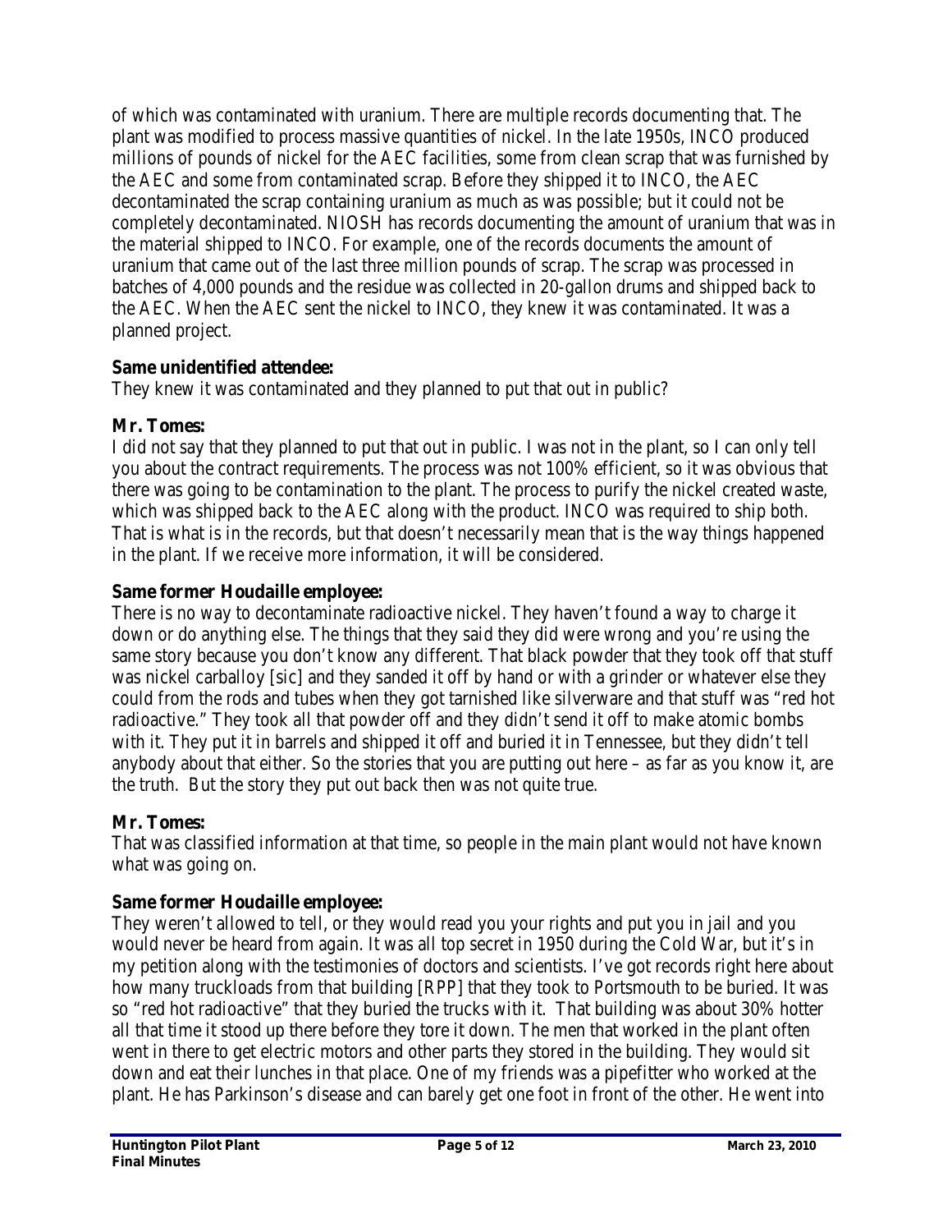of which was contaminated with uranium. There are multiple records documenting that. The plant was modified to process massive quantities of nickel. In the late 1950s, INCO produced millions of pounds of nickel for the AEC facilities, some from clean scrap that was furnished by the AEC and some from contaminated scrap. Before they shipped it to INCO, the AEC decontaminated the scrap containing uranium as much as was possible; but it could not be completely decontaminated. NIOSH has records documenting the amount of uranium that was in the material shipped to INCO. For example, one of the records documents the amount of uranium that came out of the last three million pounds of scrap. The scrap was processed in batches of 4,000 pounds and the residue was collected in 20-gallon drums and shipped back to the AEC. When the AEC sent the nickel to INCO, they knew it was contaminated. It was a planned project.

**Same unidentified attendee:**
They knew it was contaminated and they planned to put that out in public?

**Mr. Tomes:**
I did not say that they planned to put that out in public. I was not in the plant, so I can only tell you about the contract requirements. The process was not 100% efficient, so it was obvious that there was going to be contamination to the plant. The process to purify the nickel created waste, which was shipped back to the AEC along with the product. INCO was required to ship both. That is what is in the records, but that doesn't necessarily mean that is the way things happened in the plant. If we receive more information, it will be considered.

**Same former Houdaille employee:**
There is no way to decontaminate radioactive nickel. They haven't found a way to charge it down or do anything else. The things that they said they did were wrong and you're using the same story because you don't know any different. That black powder that they took off that stuff was nickel carballoy [sic] and they sanded it off by hand or with a grinder or whatever else they could from the rods and tubes when they got tarnished like silverware and that stuff was "red hot radioactive." They took all that powder off and they didn't send it off to make atomic bombs with it. They put it in barrels and shipped it off and buried it in Tennessee, but they didn't tell anybody about that either. So the stories that you are putting out here – as far as you know it, are the truth. But the story they put out back then was not quite true.

**Mr. Tomes:**
That was classified information at that time, so people in the main plant would not have known what was going on.

**Same former Houdaille employee:**
They weren't allowed to tell, or they would read you your rights and put you in jail and you would never be heard from again. It was all top secret in 1950 during the Cold War, but it's in my petition along with the testimonies of doctors and scientists. I've got records right here about how many truckloads from that building [RPP] that they took to Portsmouth to be buried. It was so "red hot radioactive" that they buried the trucks with it. That building was about 30% hotter all that time it stood up there before they tore it down. The men that worked in the plant often went in there to get electric motors and other parts they stored in the building. They would sit down and eat their lunches in that place. One of my friends was a pipefitter who worked at the plant. He has Parkinson's disease and can barely get one foot in front of the other. He went into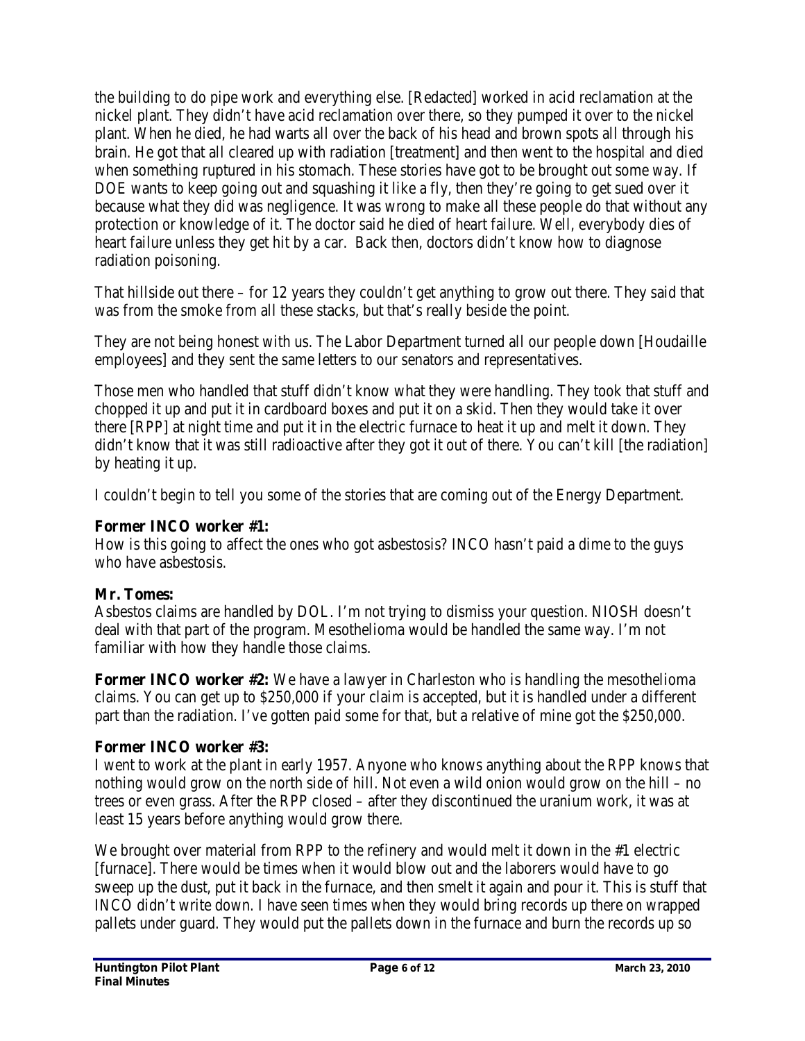the building to do pipe work and everything else. [Redacted] worked in acid reclamation at the nickel plant. They didn't have acid reclamation over there, so they pumped it over to the nickel plant. When he died, he had warts all over the back of his head and brown spots all through his brain. He got that all cleared up with radiation [treatment] and then went to the hospital and died when something ruptured in his stomach. These stories have got to be brought out some way. If DOE wants to keep going out and squashing it like a fly, then they're going to get sued over it because what they did was negligence. It was wrong to make all these people do that without any protection or knowledge of it. The doctor said he died of heart failure. Well, everybody dies of heart failure unless they get hit by a car. Back then, doctors didn't know how to diagnose radiation poisoning.

That hillside out there – for 12 years they couldn't get anything to grow out there. They said that was from the smoke from all these stacks, but that's really beside the point.

They are not being honest with us. The Labor Department turned all our people down [Houdaille employees] and they sent the same letters to our senators and representatives.

Those men who handled that stuff didn't know what they were handling. They took that stuff and chopped it up and put it in cardboard boxes and put it on a skid. Then they would take it over there [RPP] at night time and put it in the electric furnace to heat it up and melt it down. They didn't know that it was still radioactive after they got it out of there. You can't kill [the radiation] by heating it up.

I couldn't begin to tell you some of the stories that are coming out of the Energy Department.

**Former INCO worker #1:**
How is this going to affect the ones who got asbestosis? INCO hasn't paid a dime to the guys who have asbestosis.

**Mr. Tomes:**
Asbestos claims are handled by DOL. I'm not trying to dismiss your question. NIOSH doesn't deal with that part of the program. Mesothelioma would be handled the same way. I'm not familiar with how they handle those claims.

**Former INCO worker #2:** We have a lawyer in Charleston who is handling the mesothelioma claims. You can get up to $250,000 if your claim is accepted, but it is handled under a different part than the radiation. I've gotten paid some for that, but a relative of mine got the $250,000.

**Former INCO worker #3:**
I went to work at the plant in early 1957. Anyone who knows anything about the RPP knows that nothing would grow on the north side of hill. Not even a wild onion would grow on the hill – no trees or even grass. After the RPP closed – after they discontinued the uranium work, it was at least 15 years before anything would grow there.

We brought over material from RPP to the refinery and would melt it down in the #1 electric [furnace]. There would be times when it would blow out and the laborers would have to go sweep up the dust, put it back in the furnace, and then smelt it again and pour it. This is stuff that INCO didn't write down. I have seen times when they would bring records up there on wrapped pallets under guard. They would put the pallets down in the furnace and burn the records up so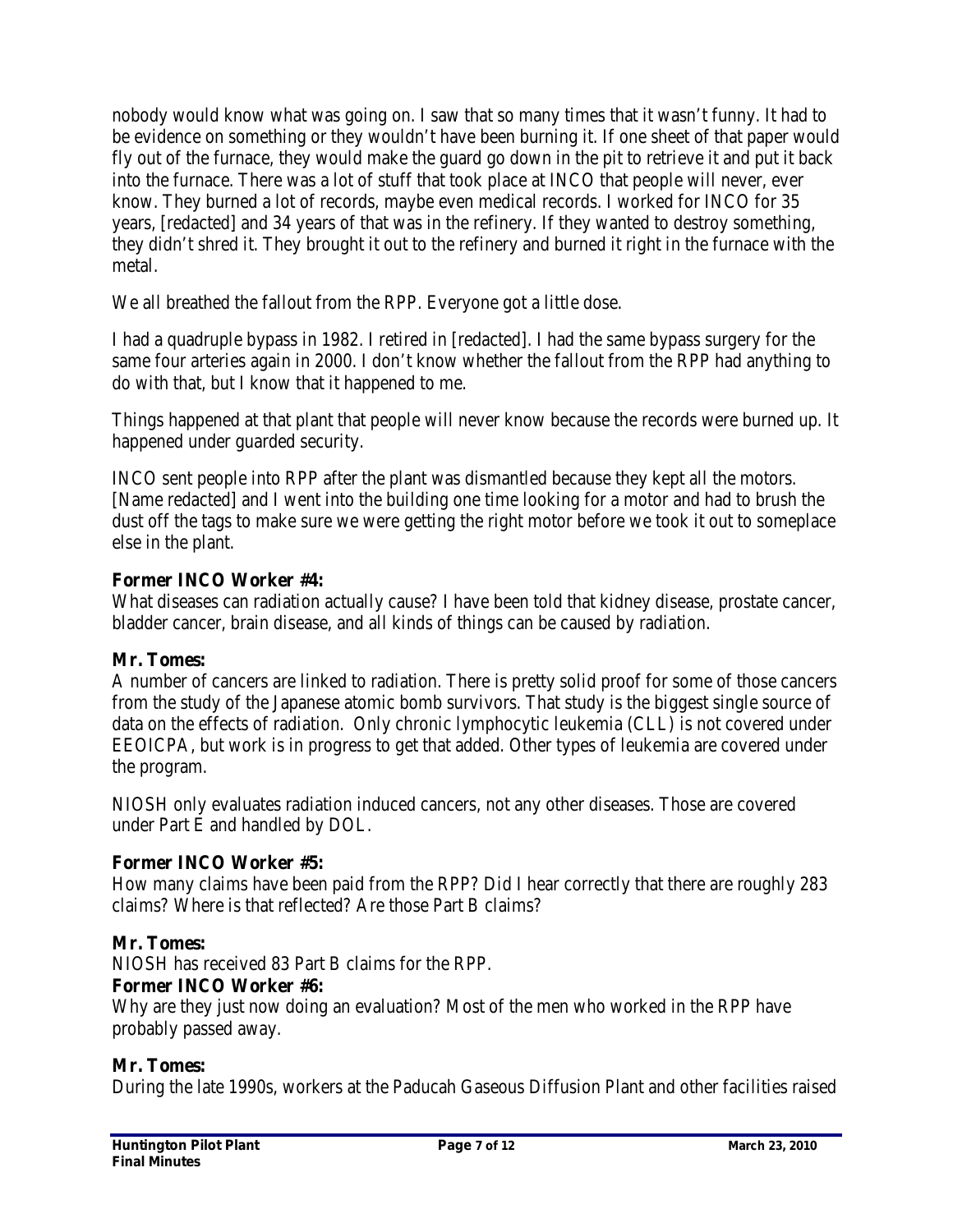nobody would know what was going on. I saw that so many times that it wasn't funny. It had to be evidence on something or they wouldn't have been burning it. If one sheet of that paper would fly out of the furnace, they would make the guard go down in the pit to retrieve it and put it back into the furnace. There was a lot of stuff that took place at INCO that people will never, ever know. They burned a lot of records, maybe even medical records. I worked for INCO for 35 years, [redacted] and 34 years of that was in the refinery. If they wanted to destroy something, they didn't shred it. They brought it out to the refinery and burned it right in the furnace with the metal.

We all breathed the fallout from the RPP. Everyone got a little dose.

I had a quadruple bypass in 1982. I retired in [redacted]. I had the same bypass surgery for the same four arteries again in 2000. I don't know whether the fallout from the RPP had anything to do with that, but I know that it happened to me.

Things happened at that plant that people will never know because the records were burned up. It happened under guarded security.

INCO sent people into RPP after the plant was dismantled because they kept all the motors. [Name redacted] and I went into the building one time looking for a motor and had to brush the dust off the tags to make sure we were getting the right motor before we took it out to someplace else in the plant.

**Former INCO Worker #4:**
What diseases can radiation actually cause? I have been told that kidney disease, prostate cancer, bladder cancer, brain disease, and all kinds of things can be caused by radiation.

**Mr. Tomes:**
A number of cancers are linked to radiation. There is pretty solid proof for some of those cancers from the study of the Japanese atomic bomb survivors. That study is the biggest single source of data on the effects of radiation. Only chronic lymphocytic leukemia (CLL) is not covered under EEOICPA, but work is in progress to get that added. Other types of leukemia are covered under the program.

NIOSH only evaluates radiation induced cancers, not any other diseases. Those are covered under Part E and handled by DOL.

**Former INCO Worker #5:**
How many claims have been paid from the RPP? Did I hear correctly that there are roughly 283 claims? Where is that reflected? Are those Part B claims?

**Mr. Tomes:**
NIOSH has received 83 Part B claims for the RPP.

**Former INCO Worker #6:**
Why are they just now doing an evaluation? Most of the men who worked in the RPP have probably passed away.

**Mr. Tomes:**
During the late 1990s, workers at the Paducah Gaseous Diffusion Plant and other facilities raised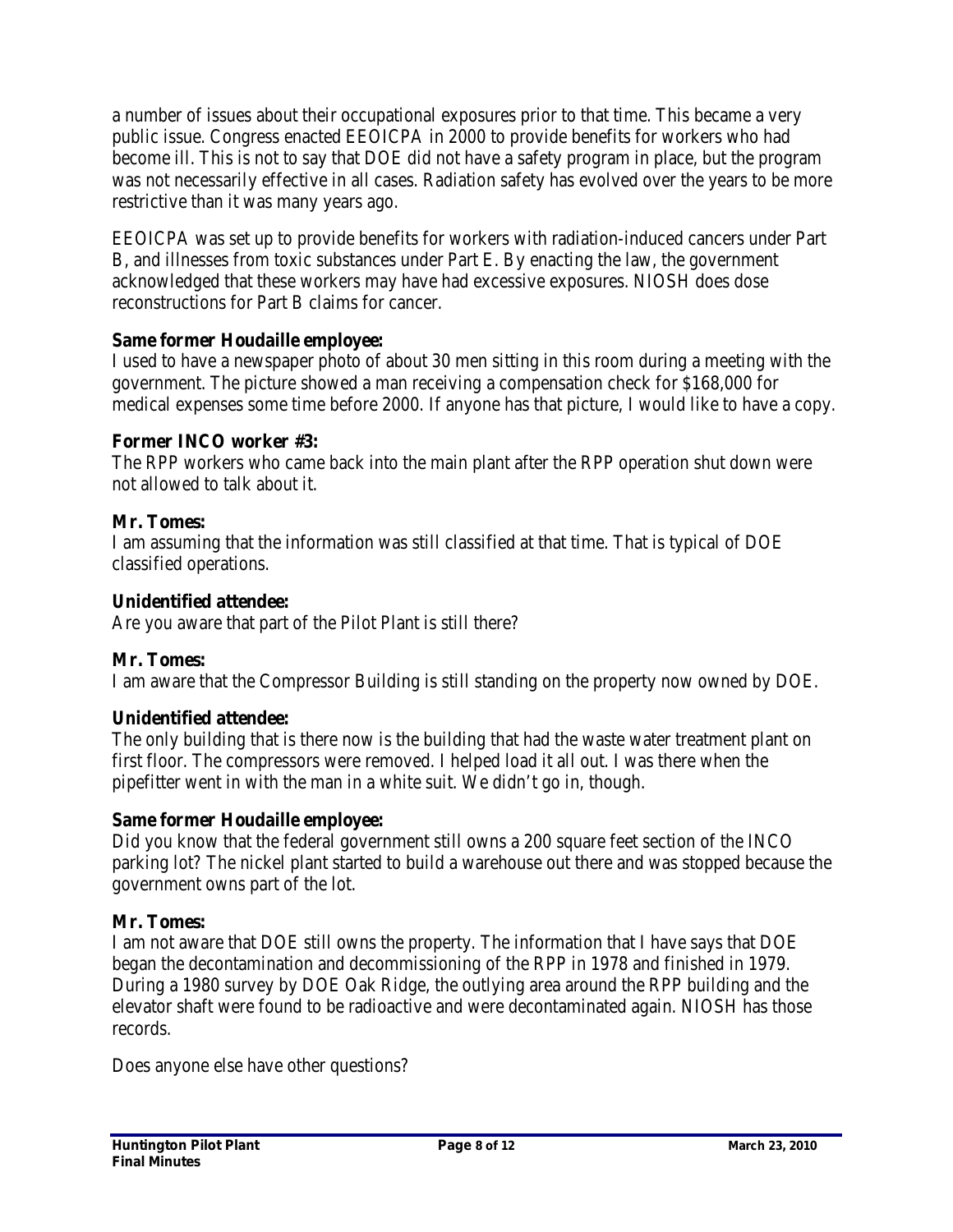a number of issues about their occupational exposures prior to that time. This became a very public issue. Congress enacted EEOICPA in 2000 to provide benefits for workers who had become ill. This is not to say that DOE did not have a safety program in place, but the program was not necessarily effective in all cases. Radiation safety has evolved over the years to be more restrictive than it was many years ago.

EEOICPA was set up to provide benefits for workers with radiation-induced cancers under Part B, and illnesses from toxic substances under Part E. By enacting the law, the government acknowledged that these workers may have had excessive exposures. NIOSH does dose reconstructions for Part B claims for cancer.

**Same former Houdaille employee:**
I used to have a newspaper photo of about 30 men sitting in this room during a meeting with the government. The picture showed a man receiving a compensation check for $168,000 for medical expenses some time before 2000. If anyone has that picture, I would like to have a copy.

**Former INCO worker #3:**
The RPP workers who came back into the main plant after the RPP operation shut down were not allowed to talk about it.

**Mr. Tomes:**
I am assuming that the information was still classified at that time. That is typical of DOE classified operations.

**Unidentified attendee:**
Are you aware that part of the Pilot Plant is still there?

**Mr. Tomes:**
I am aware that the Compressor Building is still standing on the property now owned by DOE.

**Unidentified attendee:**
The only building that is there now is the building that had the waste water treatment plant on first floor. The compressors were removed. I helped load it all out. I was there when the pipefitter went in with the man in a white suit. We didn't go in, though.

**Same former Houdaille employee:**
Did you know that the federal government still owns a 200 square feet section of the INCO parking lot? The nickel plant started to build a warehouse out there and was stopped because the government owns part of the lot.

**Mr. Tomes:**
I am not aware that DOE still owns the property. The information that I have says that DOE began the decontamination and decommissioning of the RPP in 1978 and finished in 1979. During a 1980 survey by DOE Oak Ridge, the outlying area around the RPP building and the elevator shaft were found to be radioactive and were decontaminated again. NIOSH has those records.

Does anyone else have other questions?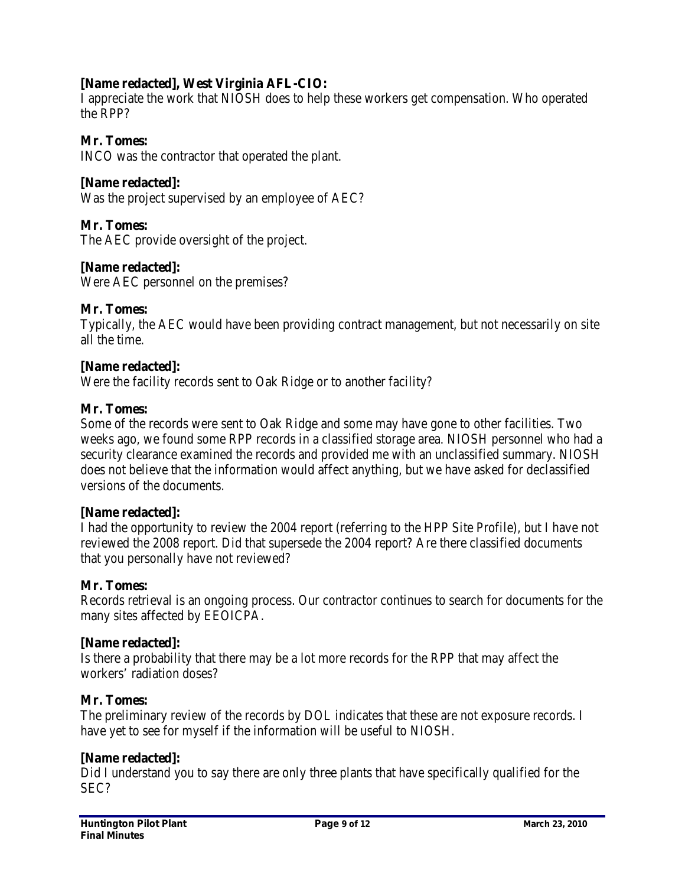**[Name redacted], West Virginia AFL-CIO:**
I appreciate the work that NIOSH does to help these workers get compensation. Who operated the RPP?

**Mr. Tomes:**
INCO was the contractor that operated the plant.

**[Name redacted]:**
Was the project supervised by an employee of AEC?

**Mr. Tomes:**
The AEC provide oversight of the project.

**[Name redacted]:**
Were AEC personnel on the premises?

**Mr. Tomes:**
Typically, the AEC would have been providing contract management, but not necessarily on site all the time.

**[Name redacted]:**
Were the facility records sent to Oak Ridge or to another facility?

**Mr. Tomes:**
Some of the records were sent to Oak Ridge and some may have gone to other facilities. Two weeks ago, we found some RPP records in a classified storage area. NIOSH personnel who had a security clearance examined the records and provided me with an unclassified summary. NIOSH does not believe that the information would affect anything, but we have asked for declassified versions of the documents.

**[Name redacted]:**
I had the opportunity to review the 2004 report (referring to the HPP Site Profile), but I have not reviewed the 2008 report. Did that supersede the 2004 report? Are there classified documents that you personally have not reviewed?

**Mr. Tomes:**
Records retrieval is an ongoing process. Our contractor continues to search for documents for the many sites affected by EEOICPA.

**[Name redacted]:**
Is there a probability that there may be a lot more records for the RPP that may affect the workers' radiation doses?

**Mr. Tomes:**
The preliminary review of the records by DOL indicates that these are not exposure records. I have yet to see for myself if the information will be useful to NIOSH.

**[Name redacted]:**
Did I understand you to say there are only three plants that have specifically qualified for the SEC?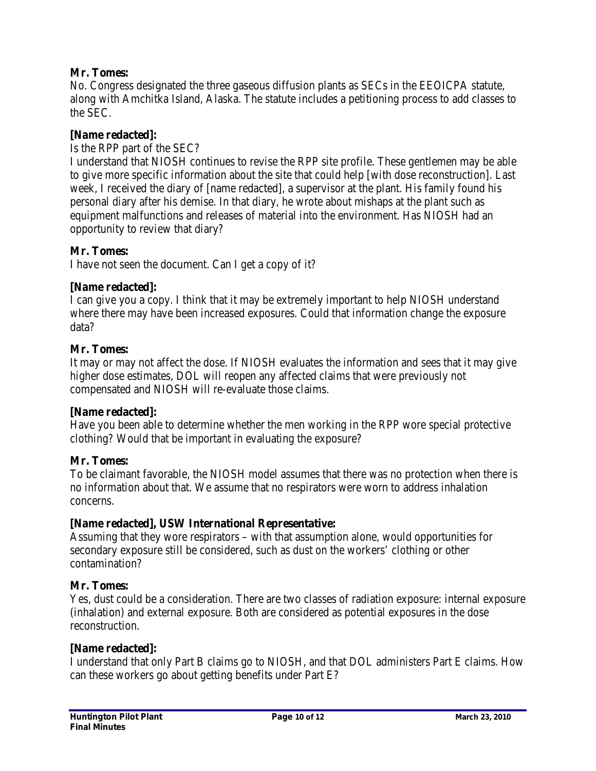**Mr. Tomes:**
No. Congress designated the three gaseous diffusion plants as SECs in the EEOICPA statute, along with Amchitka Island, Alaska. The statute includes a petitioning process to add classes to the SEC.

**[Name redacted]:**
Is the RPP part of the SEC?
I understand that NIOSH continues to revise the RPP site profile. These gentlemen may be able to give more specific information about the site that could help [with dose reconstruction]. Last week, I received the diary of [name redacted], a supervisor at the plant. His family found his personal diary after his demise. In that diary, he wrote about mishaps at the plant such as equipment malfunctions and releases of material into the environment. Has NIOSH had an opportunity to review that diary?

**Mr. Tomes:**
I have not seen the document. Can I get a copy of it?

**[Name redacted]:**
I can give you a copy. I think that it may be extremely important to help NIOSH understand where there may have been increased exposures. Could that information change the exposure data?

**Mr. Tomes:**
It may or may not affect the dose. If NIOSH evaluates the information and sees that it may give higher dose estimates, DOL will reopen any affected claims that were previously not compensated and NIOSH will re-evaluate those claims.

**[Name redacted]:**
Have you been able to determine whether the men working in the RPP wore special protective clothing? Would that be important in evaluating the exposure?

**Mr. Tomes:**
To be claimant favorable, the NIOSH model assumes that there was no protection when there is no information about that. We assume that no respirators were worn to address inhalation concerns.

**[Name redacted], USW International Representative:**
Assuming that they wore respirators – with that assumption alone, would opportunities for secondary exposure still be considered, such as dust on the workers' clothing or other contamination?

**Mr. Tomes:**
Yes, dust could be a consideration. There are two classes of radiation exposure: internal exposure (inhalation) and external exposure. Both are considered as potential exposures in the dose reconstruction.

**[Name redacted]:**
I understand that only Part B claims go to NIOSH, and that DOL administers Part E claims. How can these workers go about getting benefits under Part E?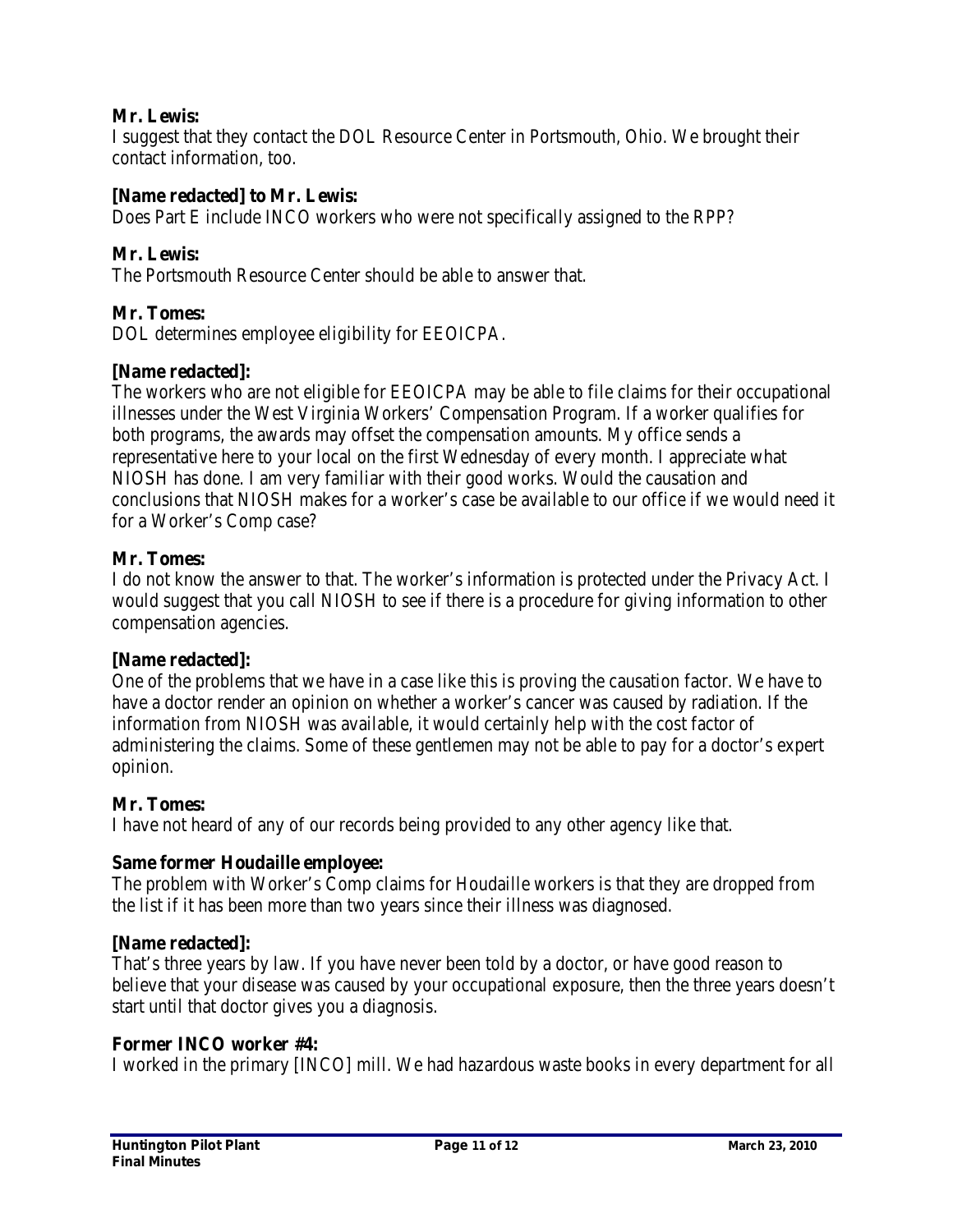**Mr. Lewis:**
I suggest that they contact the DOL Resource Center in Portsmouth, Ohio. We brought their contact information, too.

**[Name redacted] to Mr. Lewis:**
Does Part E include INCO workers who were not specifically assigned to the RPP?

**Mr. Lewis:**
The Portsmouth Resource Center should be able to answer that.

**Mr. Tomes:**
DOL determines employee eligibility for EEOICPA.

**[Name redacted]:**
The workers who are not eligible for EEOICPA may be able to file claims for their occupational illnesses under the West Virginia Workers' Compensation Program. If a worker qualifies for both programs, the awards may offset the compensation amounts. My office sends a representative here to your local on the first Wednesday of every month. I appreciate what NIOSH has done. I am very familiar with their good works. Would the causation and conclusions that NIOSH makes for a worker's case be available to our office if we would need it for a Worker's Comp case?

**Mr. Tomes:**
I do not know the answer to that. The worker's information is protected under the Privacy Act. I would suggest that you call NIOSH to see if there is a procedure for giving information to other compensation agencies.

**[Name redacted]:**
One of the problems that we have in a case like this is proving the causation factor. We have to have a doctor render an opinion on whether a worker's cancer was caused by radiation. If the information from NIOSH was available, it would certainly help with the cost factor of administering the claims. Some of these gentlemen may not be able to pay for a doctor's expert opinion.

**Mr. Tomes:**
I have not heard of any of our records being provided to any other agency like that.

**Same former Houdaille employee:**
The problem with Worker's Comp claims for Houdaille workers is that they are dropped from the list if it has been more than two years since their illness was diagnosed.

**[Name redacted]:**
That's three years by law. If you have never been told by a doctor, or have good reason to believe that your disease was caused by your occupational exposure, then the three years doesn't start until that doctor gives you a diagnosis.

**Former INCO worker #4:**
I worked in the primary [INCO] mill. We had hazardous waste books in every department for all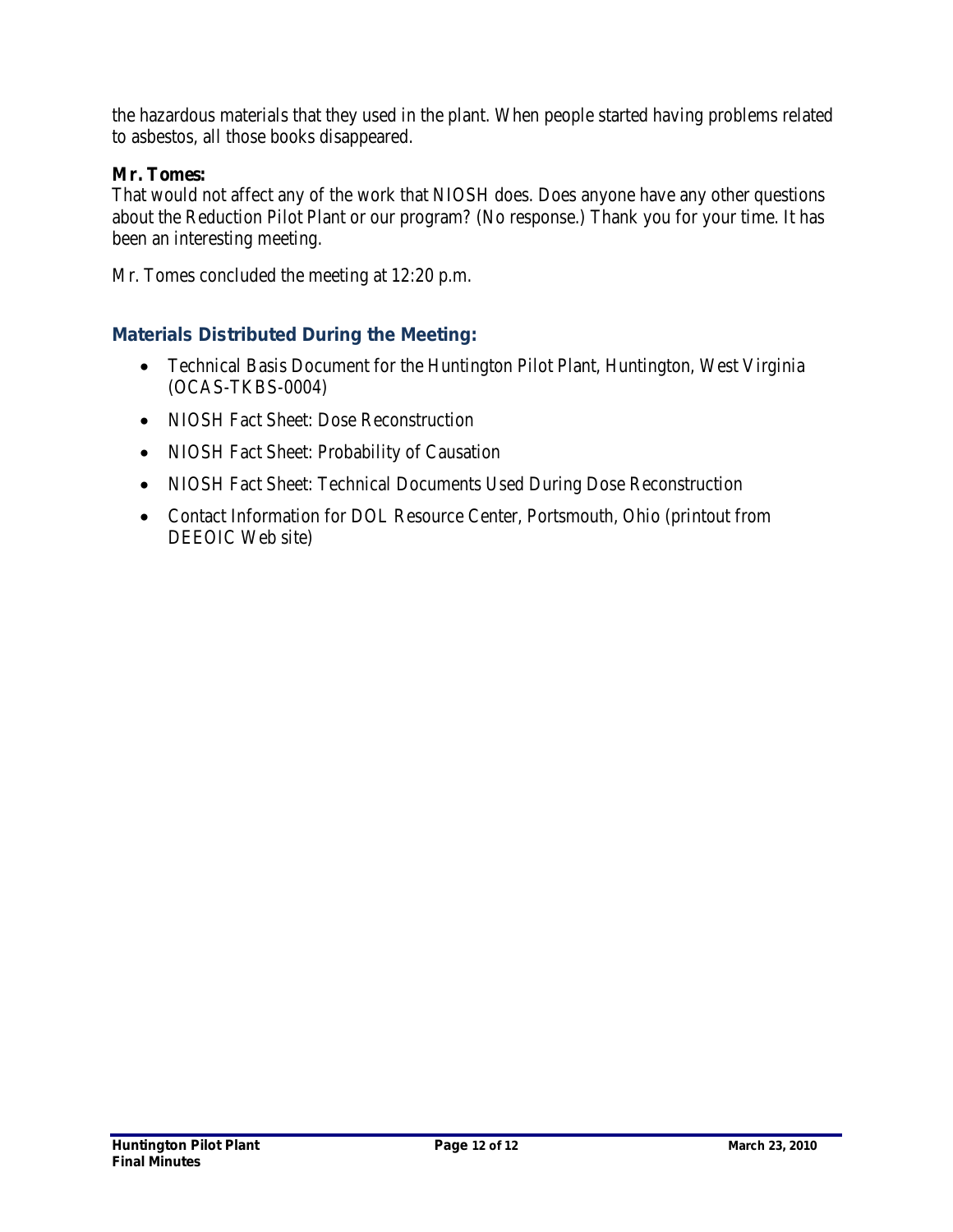the hazardous materials that they used in the plant. When people started having problems related to asbestos, all those books disappeared.

**Mr. Tomes:**
That would not affect any of the work that NIOSH does. Does anyone have any other questions about the Reduction Pilot Plant or our program? (No response.) Thank you for your time. It has been an interesting meeting.

Mr. Tomes concluded the meeting at 12:20 p.m.

## Materials Distributed During the Meeting:

- Technical Basis Document for the Huntington Pilot Plant, Huntington, West Virginia (OCAS-TKBS-0004)
- NIOSH Fact Sheet: Dose Reconstruction
- NIOSH Fact Sheet: Probability of Causation
- NIOSH Fact Sheet: Technical Documents Used During Dose Reconstruction
- Contact Information for DOL Resource Center, Portsmouth, Ohio (printout from DEEOIC Web site)